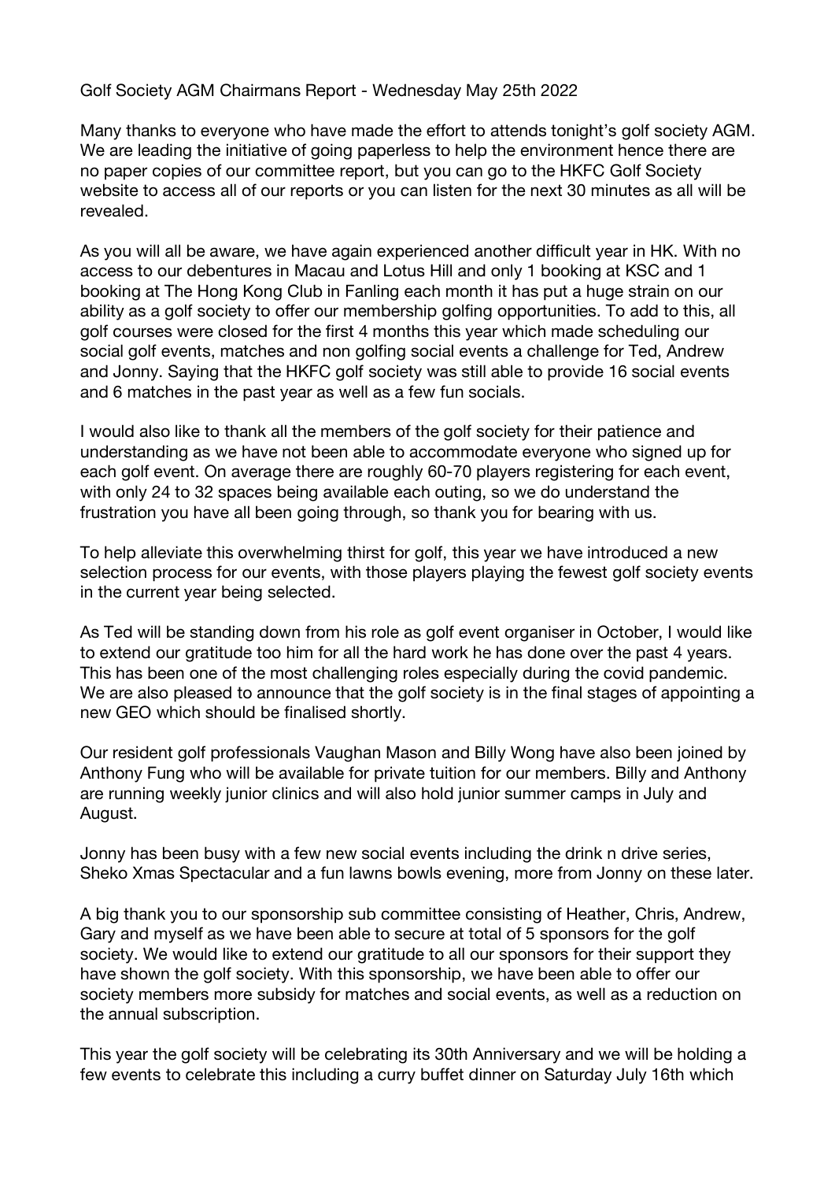Golf Society AGM Chairmans Report - Wednesday May 25th 2022

Many thanks to everyone who have made the effort to attends tonight's golf society AGM. We are leading the initiative of going paperless to help the environment hence there are no paper copies of our committee report, but you can go to the HKFC Golf Society website to access all of our reports or you can listen for the next 30 minutes as all will be revealed.

As you will all be aware, we have again experienced another difficult year in HK. With no access to our debentures in Macau and Lotus Hill and only 1 booking at KSC and 1 booking at The Hong Kong Club in Fanling each month it has put a huge strain on our ability as a golf society to offer our membership golfing opportunities. To add to this, all golf courses were closed for the first 4 months this year which made scheduling our social golf events, matches and non golfing social events a challenge for Ted, Andrew and Jonny. Saying that the HKFC golf society was still able to provide 16 social events and 6 matches in the past year as well as a few fun socials.

I would also like to thank all the members of the golf society for their patience and understanding as we have not been able to accommodate everyone who signed up for each golf event. On average there are roughly 60-70 players registering for each event, with only 24 to 32 spaces being available each outing, so we do understand the frustration you have all been going through, so thank you for bearing with us.

To help alleviate this overwhelming thirst for golf, this year we have introduced a new selection process for our events, with those players playing the fewest golf society events in the current year being selected.

As Ted will be standing down from his role as golf event organiser in October, I would like to extend our gratitude too him for all the hard work he has done over the past 4 years. This has been one of the most challenging roles especially during the covid pandemic. We are also pleased to announce that the golf society is in the final stages of appointing a new GEO which should be finalised shortly.

Our resident golf professionals Vaughan Mason and Billy Wong have also been joined by Anthony Fung who will be available for private tuition for our members. Billy and Anthony are running weekly junior clinics and will also hold junior summer camps in July and August.

Jonny has been busy with a few new social events including the drink n drive series, Sheko Xmas Spectacular and a fun lawns bowls evening, more from Jonny on these later.

A big thank you to our sponsorship sub committee consisting of Heather, Chris, Andrew, Gary and myself as we have been able to secure at total of 5 sponsors for the golf society. We would like to extend our gratitude to all our sponsors for their support they have shown the golf society. With this sponsorship, we have been able to offer our society members more subsidy for matches and social events, as well as a reduction on the annual subscription.

This year the golf society will be celebrating its 30th Anniversary and we will be holding a few events to celebrate this including a curry buffet dinner on Saturday July 16th which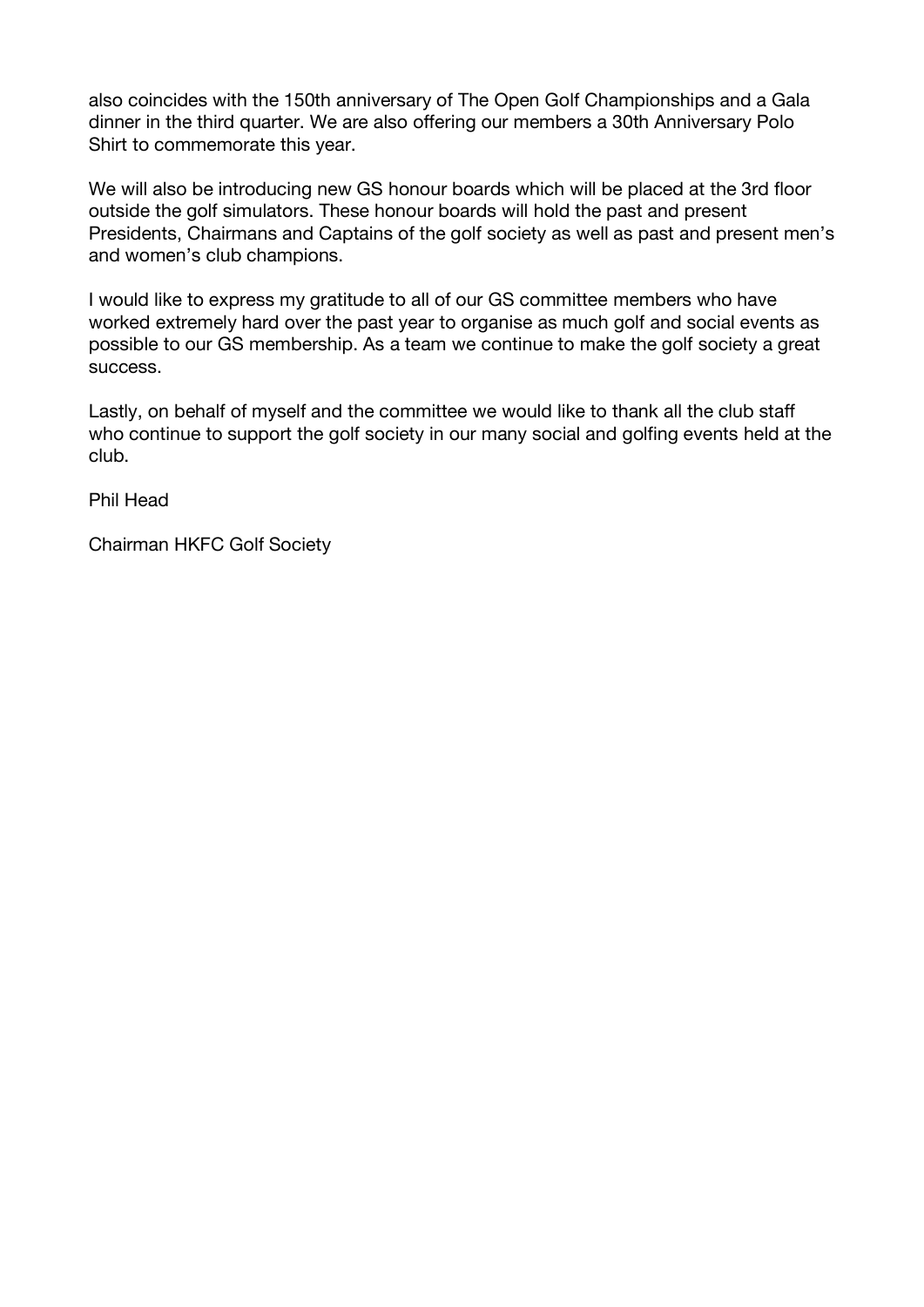also coincides with the 150th anniversary of The Open Golf Championships and a Gala dinner in the third quarter. We are also offering our members a 30th Anniversary Polo Shirt to commemorate this year.

We will also be introducing new GS honour boards which will be placed at the 3rd floor outside the golf simulators. These honour boards will hold the past and present Presidents, Chairmans and Captains of the golf society as well as past and present men's and women's club champions.

I would like to express my gratitude to all of our GS committee members who have worked extremely hard over the past year to organise as much golf and social events as possible to our GS membership. As a team we continue to make the golf society a great success.

Lastly, on behalf of myself and the committee we would like to thank all the club staff who continue to support the golf society in our many social and golfing events held at the club.

Phil Head

Chairman HKFC Golf Society